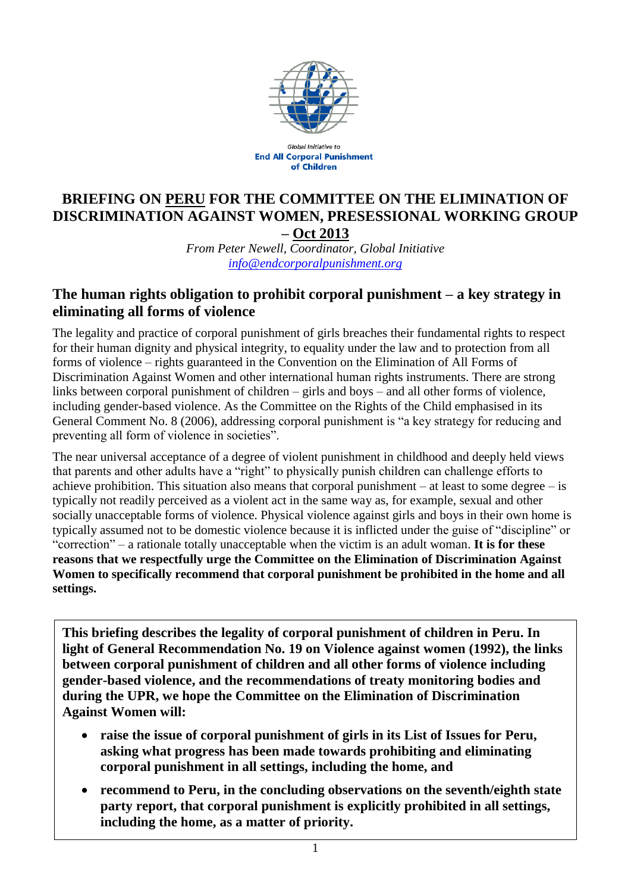Global Initiative to
**End All Corporal Punishment of Children**

# BRIEFING ON PERU FOR THE COMMITTEE ON THE ELIMINATION OF DISCRIMINATION AGAINST WOMEN, PRESESSIONAL WORKING GROUP – Oct 2013

*From Peter Newell, Coordinator, Global Initiative*
*info@endcorporalpunishment.org*

## The human rights obligation to prohibit corporal punishment – a key strategy in eliminating all forms of violence

The legality and practice of corporal punishment of girls breaches their fundamental rights to respect for their human dignity and physical integrity, to equality under the law and to protection from all forms of violence – rights guaranteed in the Convention on the Elimination of All Forms of Discrimination Against Women and other international human rights instruments. There are strong links between corporal punishment of children – girls and boys – and all other forms of violence, including gender-based violence. As the Committee on the Rights of the Child emphasised in its General Comment No. 8 (2006), addressing corporal punishment is "a key strategy for reducing and preventing all form of violence in societies".

The near universal acceptance of a degree of violent punishment in childhood and deeply held views that parents and other adults have a "right" to physically punish children can challenge efforts to achieve prohibition. This situation also means that corporal punishment – at least to some degree – is typically not readily perceived as a violent act in the same way as, for example, sexual and other socially unacceptable forms of violence. Physical violence against girls and boys in their own home is typically assumed not to be domestic violence because it is inflicted under the guise of "discipline" or "correction" – a rationale totally unacceptable when the victim is an adult woman. **It is for these reasons that we respectfully urge the Committee on the Elimination of Discrimination Against Women to specifically recommend that corporal punishment be prohibited in the home and all settings.**

**This briefing describes the legality of corporal punishment of children in Peru. In light of General Recommendation No. 19 on Violence against women (1992), the links between corporal punishment of children and all other forms of violence including gender-based violence, and the recommendations of treaty monitoring bodies and during the UPR, we hope the Committee on the Elimination of Discrimination Against Women will:**

- **raise the issue of corporal punishment of girls in its List of Issues for Peru, asking what progress has been made towards prohibiting and eliminating corporal punishment in all settings, including the home, and**
- **recommend to Peru, in the concluding observations on the seventh/eighth state party report, that corporal punishment is explicitly prohibited in all settings, including the home, as a matter of priority.**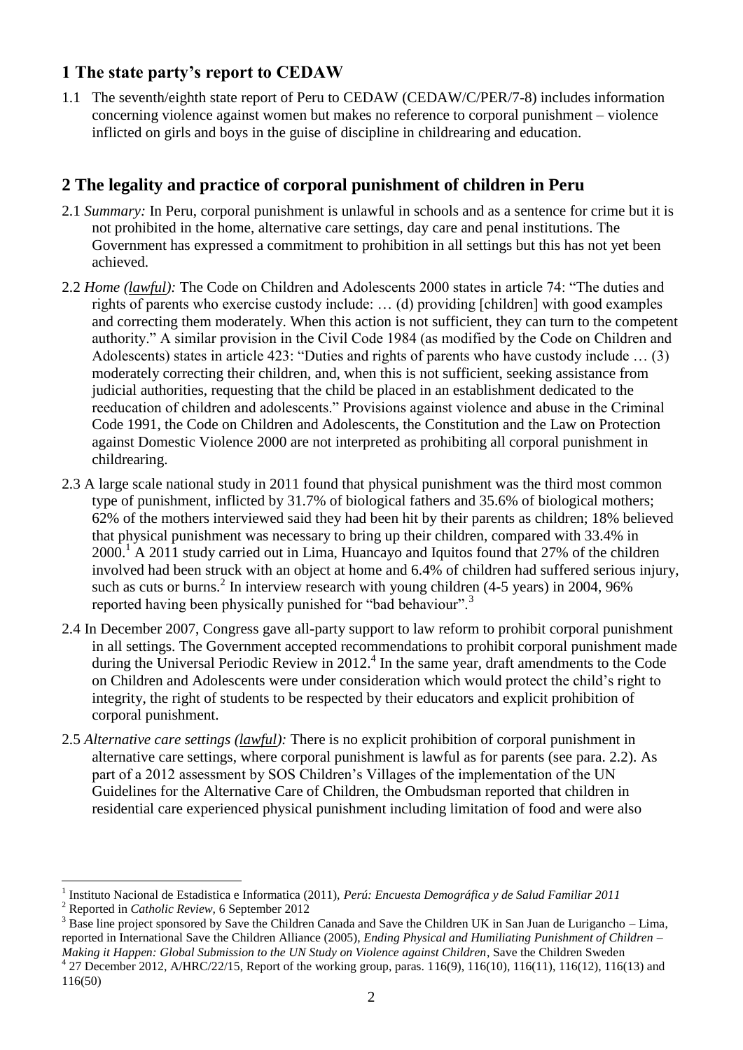## 1 The state party's report to CEDAW

1.1 The seventh/eighth state report of Peru to CEDAW (CEDAW/C/PER/7-8) includes information concerning violence against women but makes no reference to corporal punishment – violence inflicted on girls and boys in the guise of discipline in childrearing and education.

## 2 The legality and practice of corporal punishment of children in Peru

2.1 *Summary:* In Peru, corporal punishment is unlawful in schools and as a sentence for crime but it is not prohibited in the home, alternative care settings, day care and penal institutions. The Government has expressed a commitment to prohibition in all settings but this has not yet been achieved.

2.2 *Home (lawful):* The Code on Children and Adolescents 2000 states in article 74: "The duties and rights of parents who exercise custody include: … (d) providing [children] with good examples and correcting them moderately. When this action is not sufficient, they can turn to the competent authority." A similar provision in the Civil Code 1984 (as modified by the Code on Children and Adolescents) states in article 423: "Duties and rights of parents who have custody include … (3) moderately correcting their children, and, when this is not sufficient, seeking assistance from judicial authorities, requesting that the child be placed in an establishment dedicated to the reeducation of children and adolescents." Provisions against violence and abuse in the Criminal Code 1991, the Code on Children and Adolescents, the Constitution and the Law on Protection against Domestic Violence 2000 are not interpreted as prohibiting all corporal punishment in childrearing.

2.3 A large scale national study in 2011 found that physical punishment was the third most common type of punishment, inflicted by 31.7% of biological fathers and 35.6% of biological mothers; 62% of the mothers interviewed said they had been hit by their parents as children; 18% believed that physical punishment was necessary to bring up their children, compared with 33.4% in 2000.[1] A 2011 study carried out in Lima, Huancayo and Iquitos found that 27% of the children involved had been struck with an object at home and 6.4% of children had suffered serious injury, such as cuts or burns.[2] In interview research with young children (4-5 years) in 2004, 96% reported having been physically punished for "bad behaviour".[3]

2.4 In December 2007, Congress gave all-party support to law reform to prohibit corporal punishment in all settings. The Government accepted recommendations to prohibit corporal punishment made during the Universal Periodic Review in 2012.[4] In the same year, draft amendments to the Code on Children and Adolescents were under consideration which would protect the child's right to integrity, the right of students to be respected by their educators and explicit prohibition of corporal punishment.

2.5 *Alternative care settings (lawful):* There is no explicit prohibition of corporal punishment in alternative care settings, where corporal punishment is lawful as for parents (see para. 2.2). As part of a 2012 assessment by SOS Children's Villages of the implementation of the UN Guidelines for the Alternative Care of Children, the Ombudsman reported that children in residential care experienced physical punishment including limitation of food and were also

---

[1] Instituto Nacional de Estadistica e Informatica (2011), *Perú: Encuesta Demográfica y de Salud Familiar 2011*

[2] Reported in *Catholic Review*, 6 September 2012

[3] Base line project sponsored by Save the Children Canada and Save the Children UK in San Juan de Lurigancho – Lima, reported in International Save the Children Alliance (2005), *Ending Physical and Humiliating Punishment of Children – Making it Happen: Global Submission to the UN Study on Violence against Children*, Save the Children Sweden

[4] 27 December 2012, A/HRC/22/15, Report of the working group, paras. 116(9), 116(10), 116(11), 116(12), 116(13) and 116(50)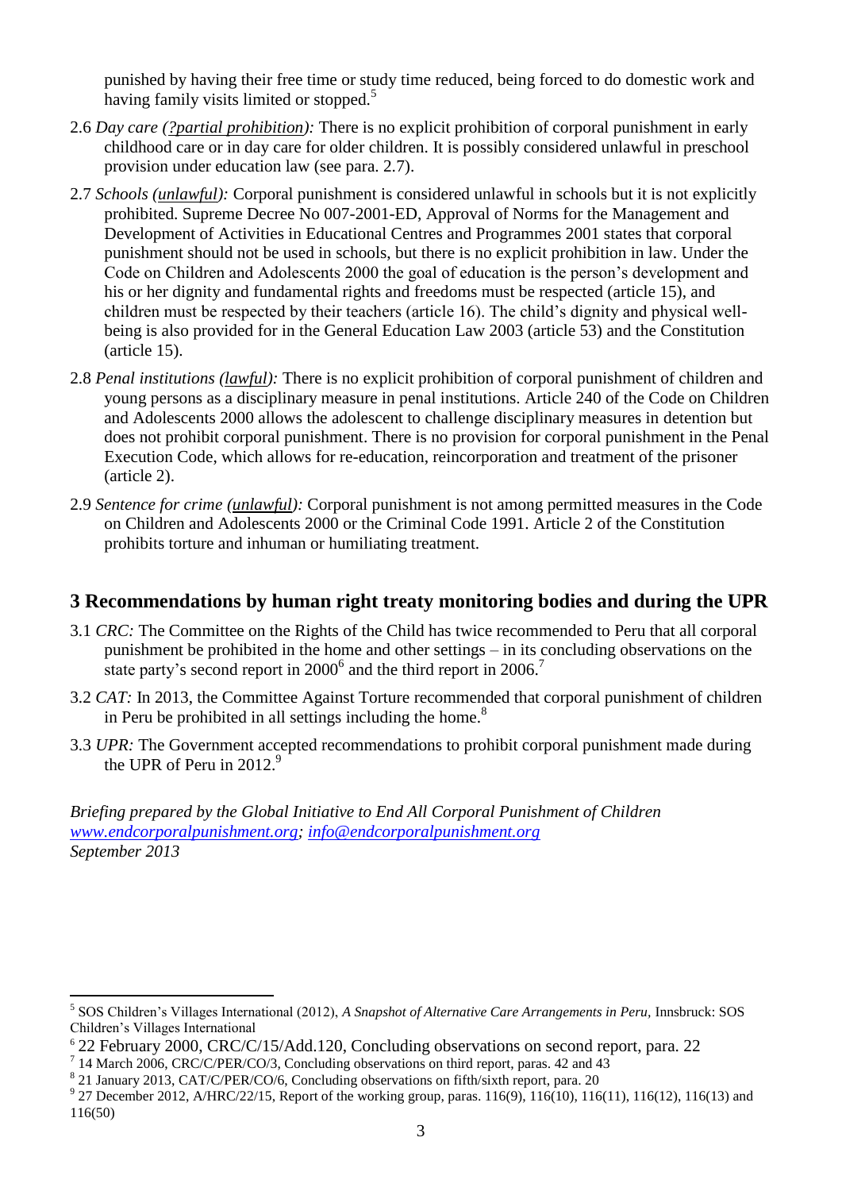punished by having their free time or study time reduced, being forced to do domestic work and having family visits limited or stopped.[5]

2.6 *Day care (?partial prohibition):* There is no explicit prohibition of corporal punishment in early childhood care or in day care for older children. It is possibly considered unlawful in preschool provision under education law (see para. 2.7).

2.7 *Schools (unlawful):* Corporal punishment is considered unlawful in schools but it is not explicitly prohibited. Supreme Decree No 007-2001-ED, Approval of Norms for the Management and Development of Activities in Educational Centres and Programmes 2001 states that corporal punishment should not be used in schools, but there is no explicit prohibition in law. Under the Code on Children and Adolescents 2000 the goal of education is the person's development and his or her dignity and fundamental rights and freedoms must be respected (article 15), and children must be respected by their teachers (article 16). The child's dignity and physical well-being is also provided for in the General Education Law 2003 (article 53) and the Constitution (article 15).

2.8 *Penal institutions (lawful):* There is no explicit prohibition of corporal punishment of children and young persons as a disciplinary measure in penal institutions. Article 240 of the Code on Children and Adolescents 2000 allows the adolescent to challenge disciplinary measures in detention but does not prohibit corporal punishment. There is no provision for corporal punishment in the Penal Execution Code, which allows for re-education, reincorporation and treatment of the prisoner (article 2).

2.9 *Sentence for crime (unlawful):* Corporal punishment is not among permitted measures in the Code on Children and Adolescents 2000 or the Criminal Code 1991. Article 2 of the Constitution prohibits torture and inhuman or humiliating treatment.

## 3 Recommendations by human right treaty monitoring bodies and during the UPR

3.1 *CRC:* The Committee on the Rights of the Child has twice recommended to Peru that all corporal punishment be prohibited in the home and other settings – in its concluding observations on the state party's second report in 2000[6] and the third report in 2006.[7]

3.2 *CAT:* In 2013, the Committee Against Torture recommended that corporal punishment of children in Peru be prohibited in all settings including the home.[8]

3.3 *UPR:* The Government accepted recommendations to prohibit corporal punishment made during the UPR of Peru in 2012.[9]

*Briefing prepared by the Global Initiative to End All Corporal Punishment of Children*
*www.endcorporalpunishment.org; info@endcorporalpunishment.org*
*September 2013*

---

[5] SOS Children's Villages International (2012), *A Snapshot of Alternative Care Arrangements in Peru*, Innsbruck: SOS Children's Villages International

[6] 22 February 2000, CRC/C/15/Add.120, Concluding observations on second report, para. 22

[7] 14 March 2006, CRC/C/PER/CO/3, Concluding observations on third report, paras. 42 and 43

[8] 21 January 2013, CAT/C/PER/CO/6, Concluding observations on fifth/sixth report, para. 20

[9] 27 December 2012, A/HRC/22/15, Report of the working group, paras. 116(9), 116(10), 116(11), 116(12), 116(13) and 116(50)